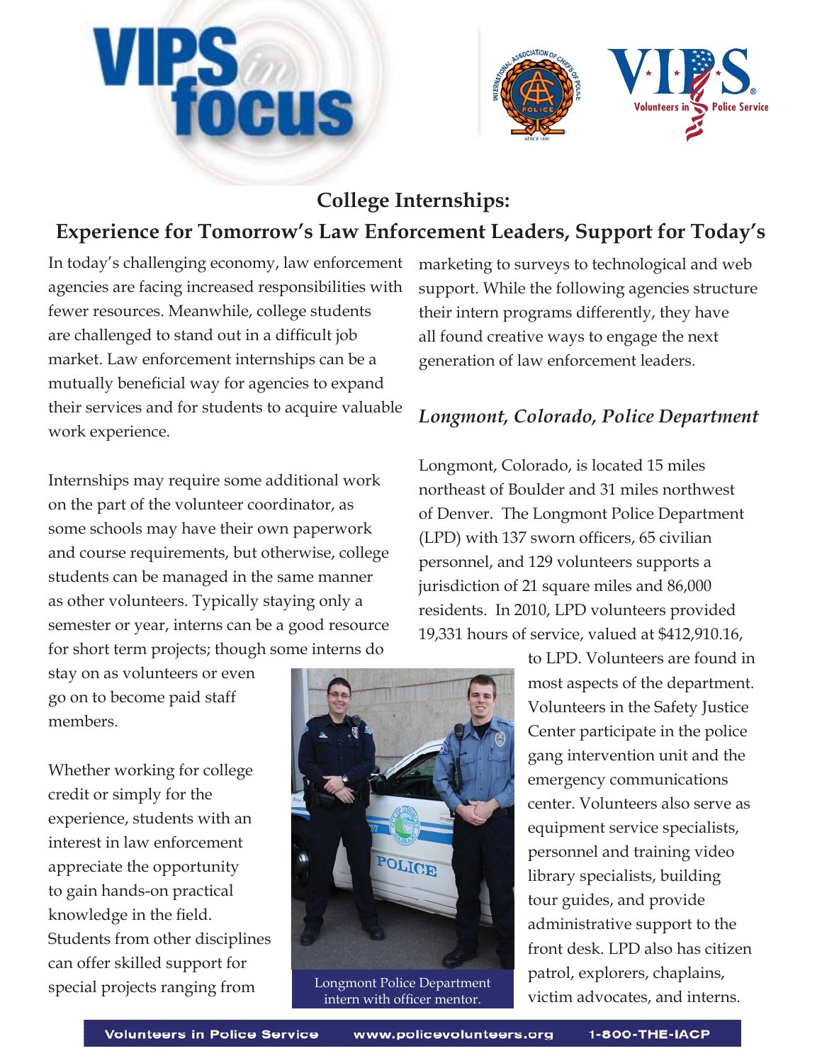# College Internships: Experience for Tomorrow's Law Enforcement Leaders, Support for Today's

In today's challenging economy, law enforcement agencies are facing increased responsibilities with fewer resources. Meanwhile, college students are challenged to stand out in a difficult job market. Law enforcement internships can be a mutually beneficial way for agencies to expand their services and for students to acquire valuable work experience.

Internships may require some additional work on the part of the volunteer coordinator, as some schools may have their own paperwork and course requirements, but otherwise, college students can be managed in the same manner as other volunteers. Typically staying only a semester or year, interns can be a good resource for short term projects; though some interns do stay on as volunteers or even go on to become paid staff members.

Whether working for college credit or simply for the experience, students with an interest in law enforcement appreciate the opportunity to gain hands-on practical knowledge in the field. Students from other disciplines can offer skilled support for special projects ranging from marketing to surveys to technological and web support. While the following agencies structure their intern programs differently, they have all found creative ways to engage the next generation of law enforcement leaders.

## *Longmont, Colorado, Police Department*

Longmont, Colorado, is located 15 miles northeast of Boulder and 31 miles northwest of Denver. The Longmont Police Department (LPD) with 137 sworn officers, 65 civilian personnel, and 129 volunteers supports a jurisdiction of 21 square miles and 86,000 residents. In 2010, LPD volunteers provided 19,331 hours of service, valued at $412,910.16, to LPD. Volunteers are found in most aspects of the department. Volunteers in the Safety Justice Center participate in the police gang intervention unit and the emergency communications center. Volunteers also serve as equipment service specialists, personnel and training video library specialists, building tour guides, and provide administrative support to the front desk. LPD also has citizen patrol, explorers, chaplains, victim advocates, and interns.

Longmont Police Department intern with officer mentor.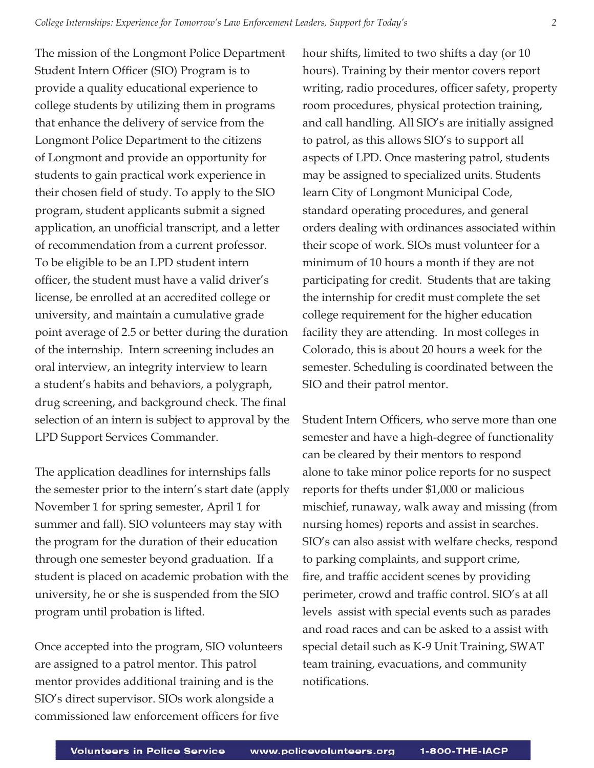The mission of the Longmont Police Department Student Intern Officer (SIO) Program is to provide a quality educational experience to college students by utilizing them in programs that enhance the delivery of service from the Longmont Police Department to the citizens of Longmont and provide an opportunity for students to gain practical work experience in their chosen field of study. To apply to the SIO program, student applicants submit a signed application, an unofficial transcript, and a letter of recommendation from a current professor. To be eligible to be an LPD student intern officer, the student must have a valid driver's license, be enrolled at an accredited college or university, and maintain a cumulative grade point average of 2.5 or better during the duration of the internship. Intern screening includes an oral interview, an integrity interview to learn a student's habits and behaviors, a polygraph, drug screening, and background check. The final selection of an intern is subject to approval by the LPD Support Services Commander.

The application deadlines for internships falls the semester prior to the intern's start date (apply November 1 for spring semester, April 1 for summer and fall). SIO volunteers may stay with the program for the duration of their education through one semester beyond graduation. If a student is placed on academic probation with the university, he or she is suspended from the SIO program until probation is lifted.

Once accepted into the program, SIO volunteers are assigned to a patrol mentor. This patrol mentor provides additional training and is the SIO's direct supervisor. SIOs work alongside a commissioned law enforcement officers for five hour shifts, limited to two shifts a day (or 10 hours). Training by their mentor covers report writing, radio procedures, officer safety, property room procedures, physical protection training, and call handling. All SIO's are initially assigned to patrol, as this allows SIO's to support all aspects of LPD. Once mastering patrol, students may be assigned to specialized units. Students learn City of Longmont Municipal Code, standard operating procedures, and general orders dealing with ordinances associated within their scope of work. SIOs must volunteer for a minimum of 10 hours a month if they are not participating for credit. Students that are taking the internship for credit must complete the set college requirement for the higher education facility they are attending. In most colleges in Colorado, this is about 20 hours a week for the semester. Scheduling is coordinated between the SIO and their patrol mentor.

Student Intern Officers, who serve more than one semester and have a high-degree of functionality can be cleared by their mentors to respond alone to take minor police reports for no suspect reports for thefts under $1,000 or malicious mischief, runaway, walk away and missing (from nursing homes) reports and assist in searches. SIO's can also assist with welfare checks, respond to parking complaints, and support crime, fire, and traffic accident scenes by providing perimeter, crowd and traffic control. SIO's at all levels assist with special events such as parades and road races and can be asked to a assist with special detail such as K-9 Unit Training, SWAT team training, evacuations, and community notifications.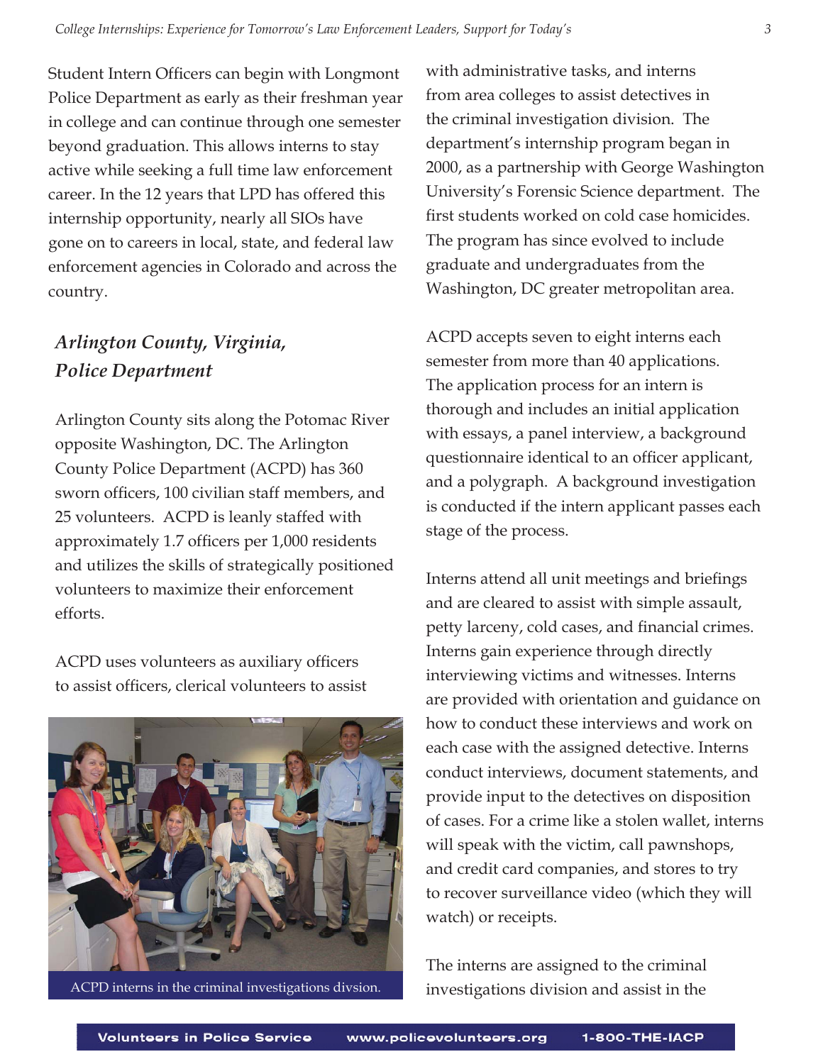Student Intern Officers can begin with Longmont Police Department as early as their freshman year in college and can continue through one semester beyond graduation. This allows interns to stay active while seeking a full time law enforcement career. In the 12 years that LPD has offered this internship opportunity, nearly all SIOs have gone on to careers in local, state, and federal law enforcement agencies in Colorado and across the country.

## *Arlington County, Virginia, Police Department*

Arlington County sits along the Potomac River opposite Washington, DC. The Arlington County Police Department (ACPD) has 360 sworn officers, 100 civilian staff members, and 25 volunteers. ACPD is leanly staffed with approximately 1.7 officers per 1,000 residents and utilizes the skills of strategically positioned volunteers to maximize their enforcement efforts.

ACPD uses volunteers as auxiliary officers to assist officers, clerical volunteers to assist with administrative tasks, and interns from area colleges to assist detectives in the criminal investigation division. The department's internship program began in 2000, as a partnership with George Washington University's Forensic Science department. The first students worked on cold case homicides. The program has since evolved to include graduate and undergraduates from the Washington, DC greater metropolitan area.

ACPD interns in the criminal investigations divsion.

ACPD accepts seven to eight interns each semester from more than 40 applications. The application process for an intern is thorough and includes an initial application with essays, a panel interview, a background questionnaire identical to an officer applicant, and a polygraph. A background investigation is conducted if the intern applicant passes each stage of the process.

Interns attend all unit meetings and briefings and are cleared to assist with simple assault, petty larceny, cold cases, and financial crimes. Interns gain experience through directly interviewing victims and witnesses. Interns are provided with orientation and guidance on how to conduct these interviews and work on each case with the assigned detective. Interns conduct interviews, document statements, and provide input to the detectives on disposition of cases. For a crime like a stolen wallet, interns will speak with the victim, call pawnshops, and credit card companies, and stores to try to recover surveillance video (which they will watch) or receipts.

The interns are assigned to the criminal investigations division and assist in the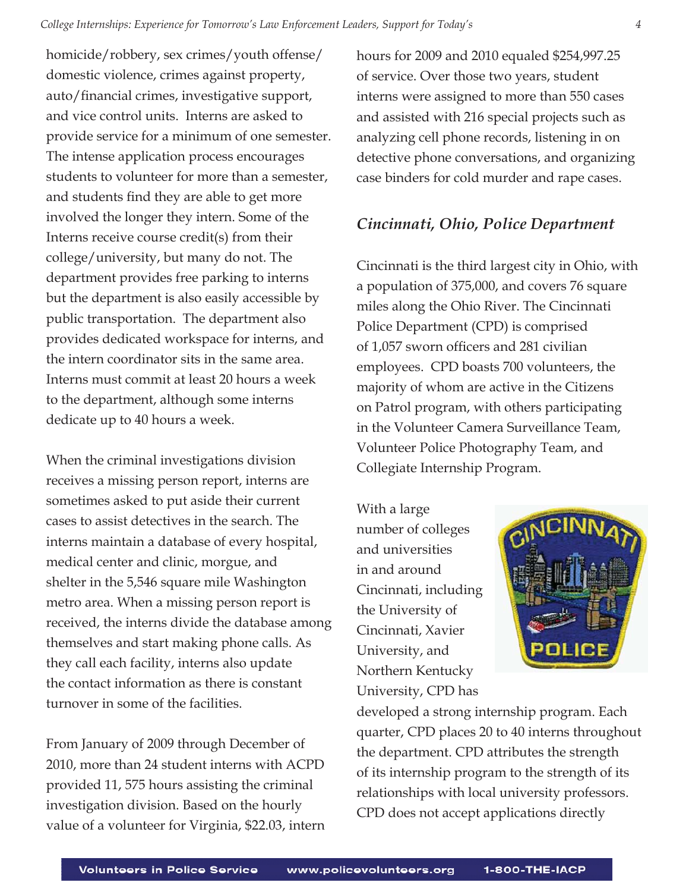homicide/robbery, sex crimes/youth offense/domestic violence, crimes against property, auto/financial crimes, investigative support, and vice control units. Interns are asked to provide service for a minimum of one semester. The intense application process encourages students to volunteer for more than a semester, and students find they are able to get more involved the longer they intern. Some of the Interns receive course credit(s) from their college/university, but many do not. The department provides free parking to interns but the department is also easily accessible by public transportation. The department also provides dedicated workspace for interns, and the intern coordinator sits in the same area. Interns must commit at least 20 hours a week to the department, although some interns dedicate up to 40 hours a week.

When the criminal investigations division receives a missing person report, interns are sometimes asked to put aside their current cases to assist detectives in the search. The interns maintain a database of every hospital, medical center and clinic, morgue, and shelter in the 5,546 square mile Washington metro area. When a missing person report is received, the interns divide the database among themselves and start making phone calls. As they call each facility, interns also update the contact information as there is constant turnover in some of the facilities.

From January of 2009 through December of 2010, more than 24 student interns with ACPD provided 11, 575 hours assisting the criminal investigation division. Based on the hourly value of a volunteer for Virginia, $22.03, intern hours for 2009 and 2010 equaled $254,997.25 of service. Over those two years, student interns were assigned to more than 550 cases and assisted with 216 special projects such as analyzing cell phone records, listening in on detective phone conversations, and organizing case binders for cold murder and rape cases.

## *Cincinnati, Ohio, Police Department*

Cincinnati is the third largest city in Ohio, with a population of 375,000, and covers 76 square miles along the Ohio River. The Cincinnati Police Department (CPD) is comprised of 1,057 sworn officers and 281 civilian employees. CPD boasts 700 volunteers, the majority of whom are active in the Citizens on Patrol program, with others participating in the Volunteer Camera Surveillance Team, Volunteer Police Photography Team, and Collegiate Internship Program.

With a large number of colleges and universities in and around Cincinnati, including the University of Cincinnati, Xavier University, and Northern Kentucky University, CPD has developed a strong internship program. Each quarter, CPD places 20 to 40 interns throughout the department. CPD attributes the strength of its internship program to the strength of its relationships with local university professors. CPD does not accept applications directly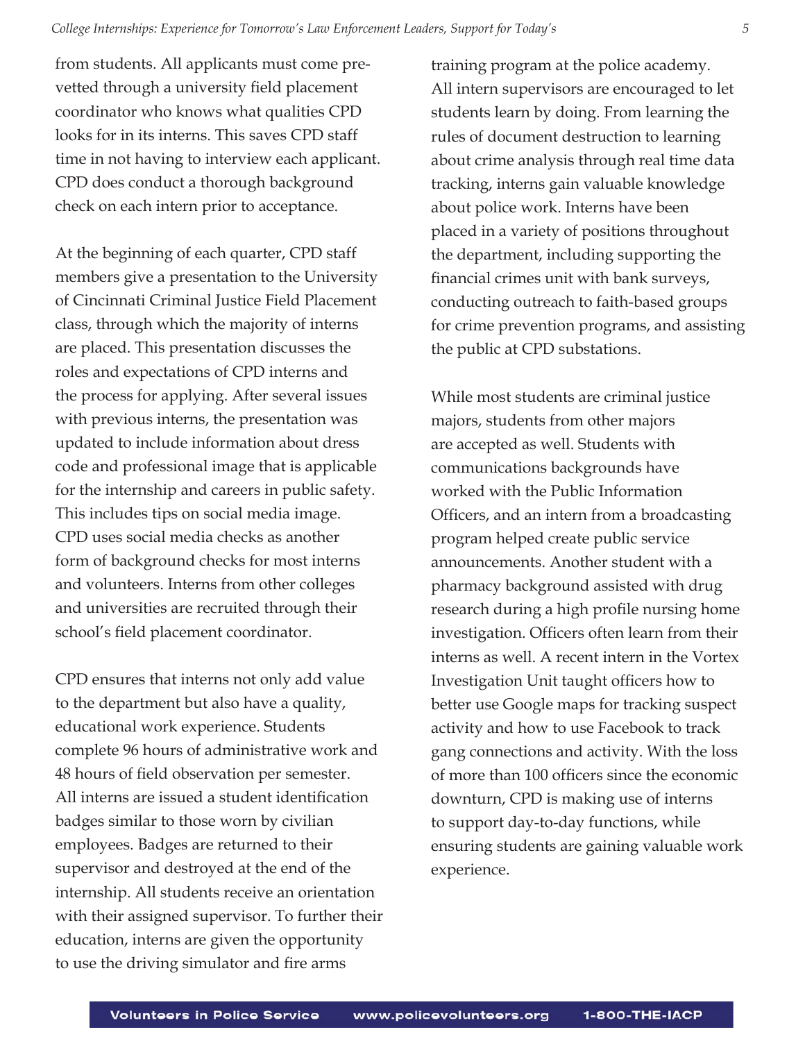from students. All applicants must come pre-vetted through a university field placement coordinator who knows what qualities CPD looks for in its interns. This saves CPD staff time in not having to interview each applicant. CPD does conduct a thorough background check on each intern prior to acceptance.

At the beginning of each quarter, CPD staff members give a presentation to the University of Cincinnati Criminal Justice Field Placement class, through which the majority of interns are placed. This presentation discusses the roles and expectations of CPD interns and the process for applying. After several issues with previous interns, the presentation was updated to include information about dress code and professional image that is applicable for the internship and careers in public safety. This includes tips on social media image. CPD uses social media checks as another form of background checks for most interns and volunteers. Interns from other colleges and universities are recruited through their school's field placement coordinator.

CPD ensures that interns not only add value to the department but also have a quality, educational work experience. Students complete 96 hours of administrative work and 48 hours of field observation per semester. All interns are issued a student identification badges similar to those worn by civilian employees. Badges are returned to their supervisor and destroyed at the end of the internship. All students receive an orientation with their assigned supervisor. To further their education, interns are given the opportunity to use the driving simulator and fire arms training program at the police academy. All intern supervisors are encouraged to let students learn by doing. From learning the rules of document destruction to learning about crime analysis through real time data tracking, interns gain valuable knowledge about police work. Interns have been placed in a variety of positions throughout the department, including supporting the financial crimes unit with bank surveys, conducting outreach to faith-based groups for crime prevention programs, and assisting the public at CPD substations.

While most students are criminal justice majors, students from other majors are accepted as well. Students with communications backgrounds have worked with the Public Information Officers, and an intern from a broadcasting program helped create public service announcements. Another student with a pharmacy background assisted with drug research during a high profile nursing home investigation. Officers often learn from their interns as well. A recent intern in the Vortex Investigation Unit taught officers how to better use Google maps for tracking suspect activity and how to use Facebook to track gang connections and activity. With the loss of more than 100 officers since the economic downturn, CPD is making use of interns to support day-to-day functions, while ensuring students are gaining valuable work experience.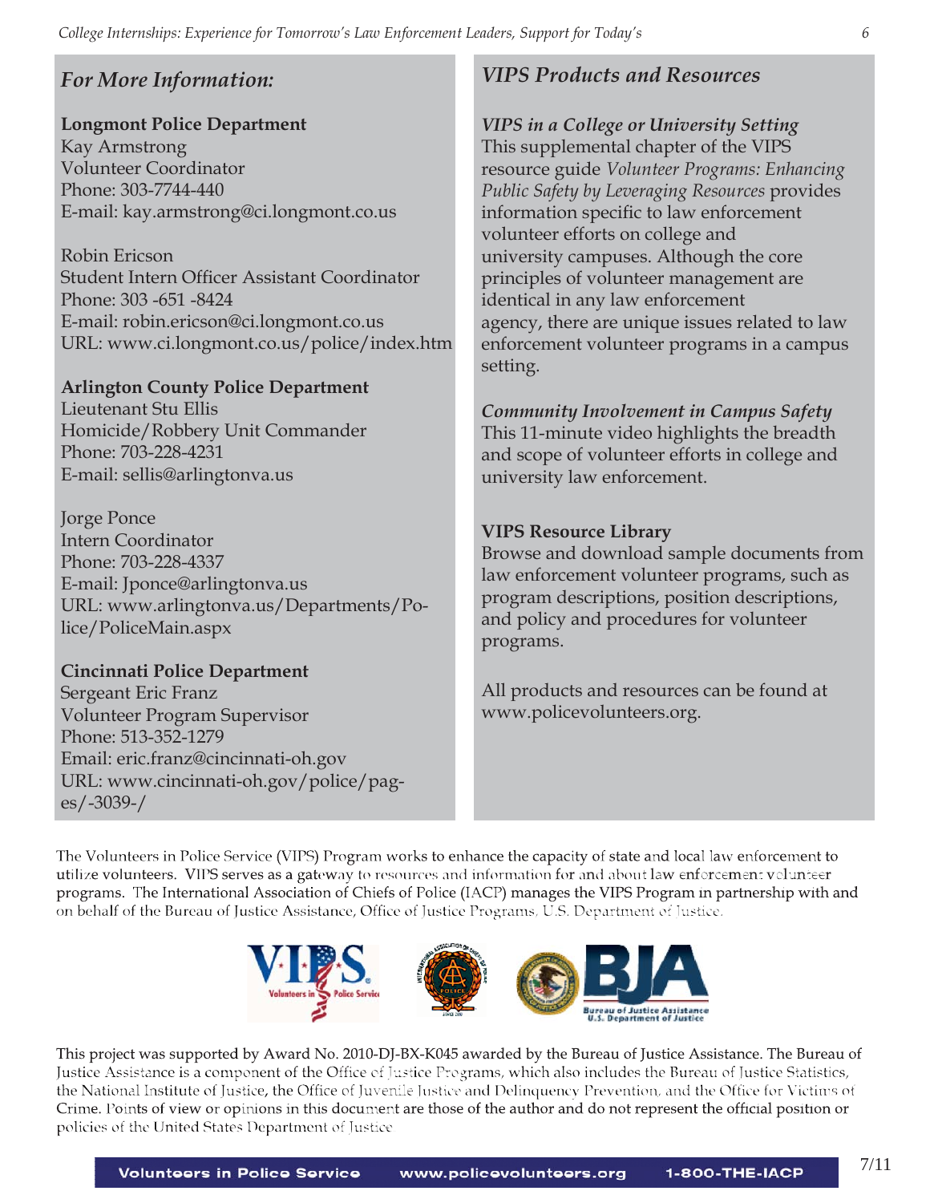## For More Information:

**Longmont Police Department**
Kay Armstrong
Volunteer Coordinator
Phone: 303-7744-440
E-mail: kay.armstrong@ci.longmont.co.us

Robin Ericson
Student Intern Officer Assistant Coordinator
Phone: 303 -651 -8424
E-mail: robin.ericson@ci.longmont.co.us
URL: www.ci.longmont.co.us/police/index.htm

**Arlington County Police Department**
Lieutenant Stu Ellis
Homicide/Robbery Unit Commander
Phone: 703-228-4231
E-mail: sellis@arlingtonva.us

Jorge Ponce
Intern Coordinator
Phone: 703-228-4337
E-mail: Jponce@arlingtonva.us
URL: www.arlingtonva.us/Departments/Police/PoliceMain.aspx

**Cincinnati Police Department**
Sergeant Eric Franz
Volunteer Program Supervisor
Phone: 513-352-1279
Email: eric.franz@cincinnati-oh.gov
URL: www.cincinnati-oh.gov/police/pages/-3039-/

## VIPS Products and Resources

***VIPS in a College or University Setting***
This supplemental chapter of the VIPS resource guide *Volunteer Programs: Enhancing Public Safety by Leveraging Resources* provides information specific to law enforcement volunteer efforts on college and university campuses. Although the core principles of volunteer management are identical in any law enforcement agency, there are unique issues related to law enforcement volunteer programs in a campus setting.

***Community Involvement in Campus Safety***
This 11-minute video highlights the breadth and scope of volunteer efforts in college and university law enforcement.

**VIPS Resource Library**
Browse and download sample documents from law enforcement volunteer programs, such as program descriptions, position descriptions, and policy and procedures for volunteer programs.

All products and resources can be found at www.policevolunteers.org.

The Volunteers in Police Service (VIPS) Program works to enhance the capacity of state and local law enforcement to utilize volunteers. VIPS serves as a gateway to resources and information for and about law enforcement volunteer programs. The International Association of Chiefs of Police (IACP) manages the VIPS Program in partnership with and on behalf of the Bureau of Justice Assistance, Office of Justice Programs, U.S. Department of Justice.

This project was supported by Award No. 2010-DJ-BX-K045 awarded by the Bureau of Justice Assistance. The Bureau of Justice Assistance is a component of the Office of Justice Programs, which also includes the Bureau of Justice Statistics, the National Institute of Justice, the Office of Juvenile Justice and Delinquency Prevention, and the Office for Victims of Crime. Points of view or opinions in this document are those of the author and do not represent the official position or policies of the United States Department of Justice

Volunteers in Police Service www.policevolunteers.org 1-800-THE-IACP

7/11